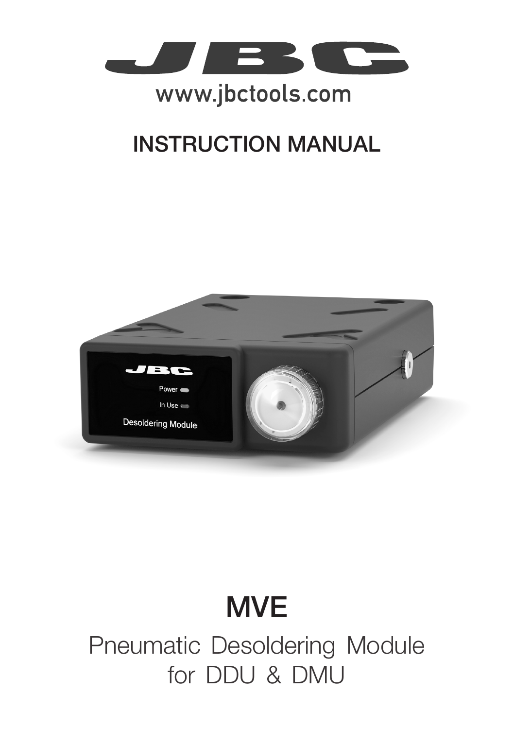JBC

www.jbctools.com

# INSTRUCTION MANUAL

# MVE

Pneumatic Desoldering Module for DDU & DMU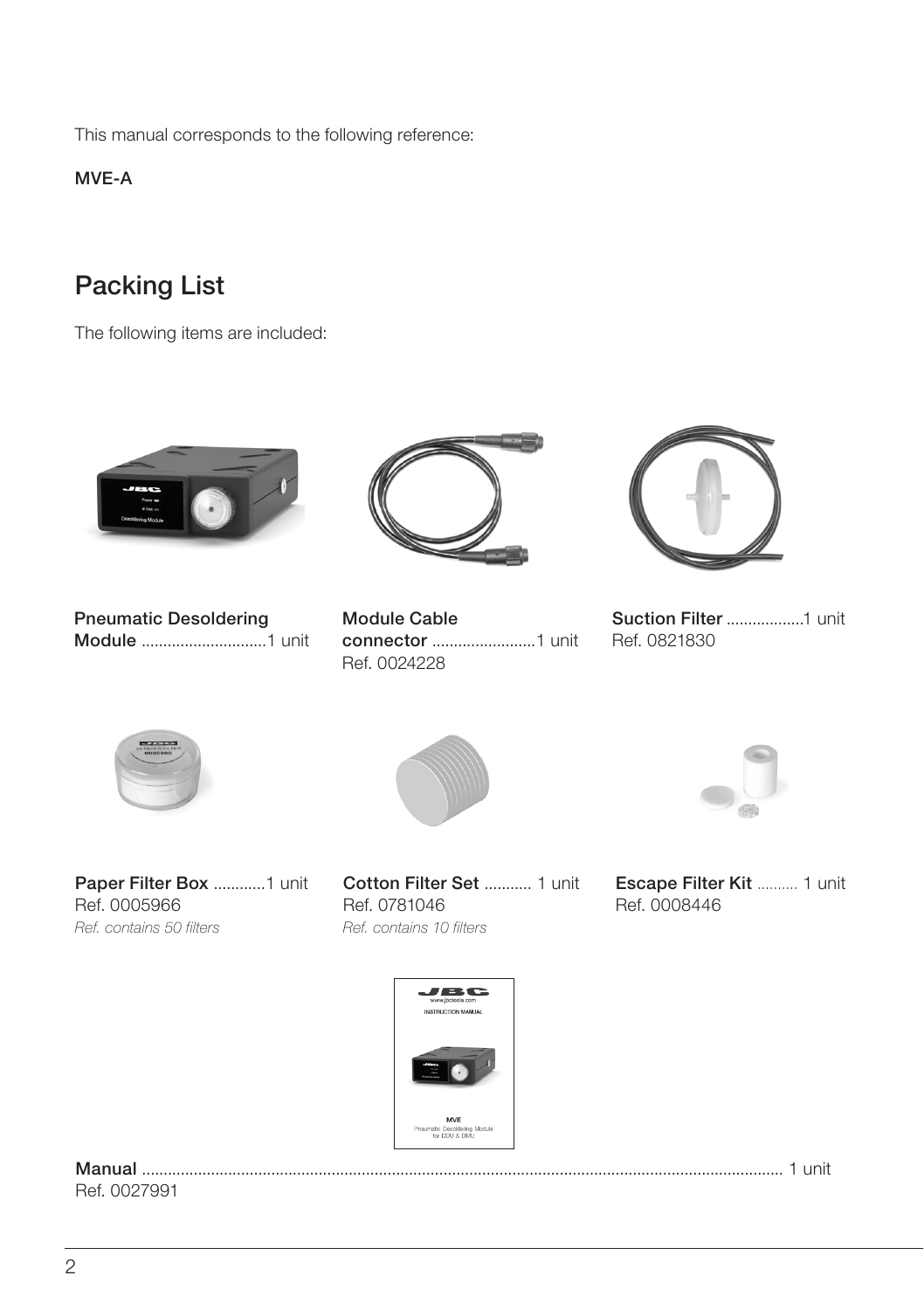This manual corresponds to the following reference:

**MVE-A**

## Packing List

The following items are included:

**Pneumatic Desoldering Module** ............................1 unit

**Module Cable connector** ........................1 unit
Ref. 0024228

**Suction Filter** ..................1 unit
Ref. 0821830

**Paper Filter Box** ............1 unit
Ref. 0005966
*Ref. contains 50 filters*

**Cotton Filter Set** ........... 1 unit
Ref. 0781046
*Ref. contains 10 filters*

**Escape Filter Kit** .......... 1 unit
Ref. 0008446

**Manual** .................................................................................................................................................. 1 unit
Ref. 0027991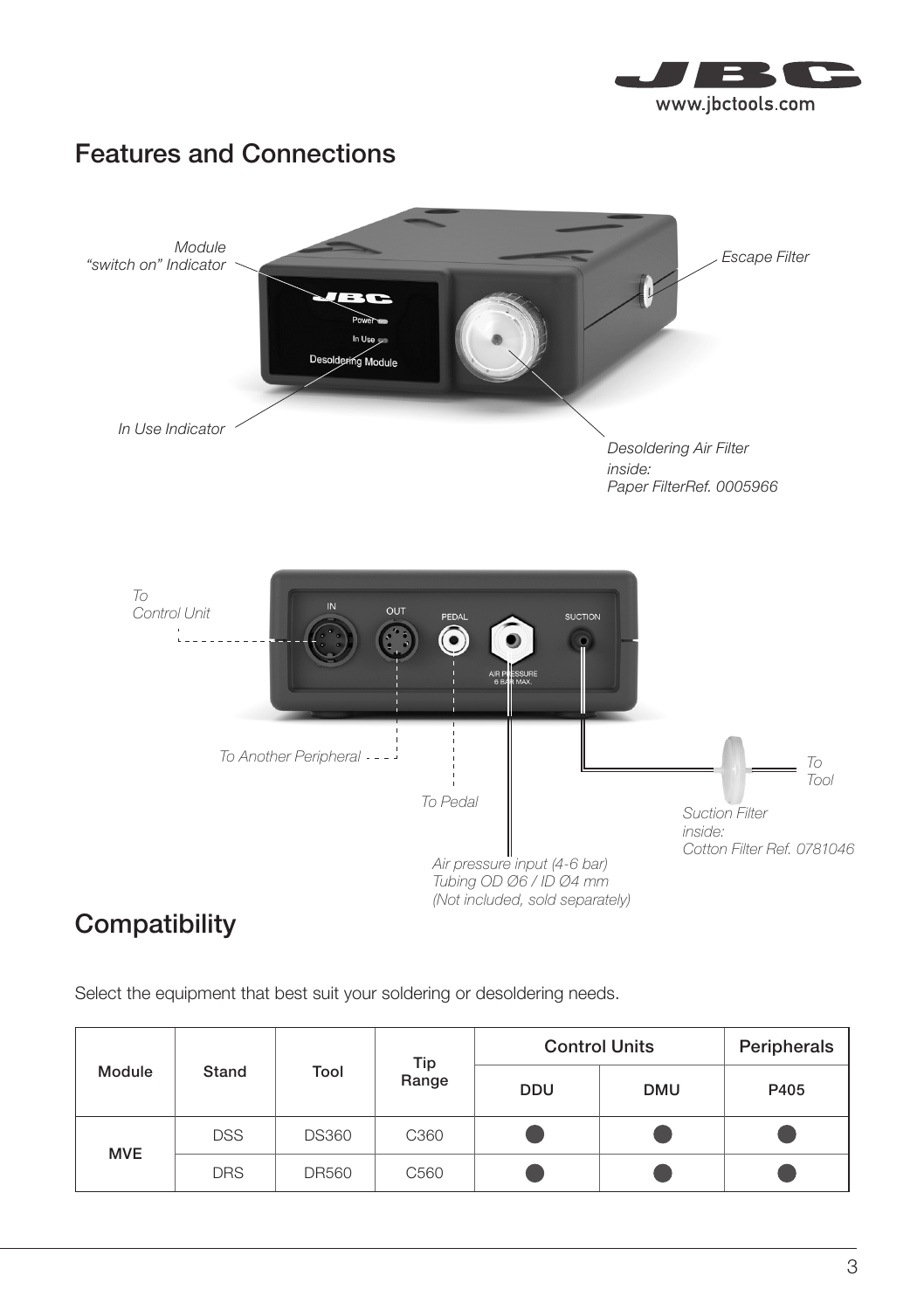## Features and Connections

Module "switch on" Indicator

Escape Filter

In Use Indicator

Desoldering Air Filter inside:
Paper FilterRef. 0005966

To Control Unit

To Another Peripheral

To Pedal

To Tool

Suction Filter inside:
Cotton Filter Ref. 0781046

Air pressure input (4-6 bar)
Tubing OD Ø6 / ID Ø4 mm
(Not included, sold separately)

## Compatibility

Select the equipment that best suit your soldering or desoldering needs.

| Module | Stand | Tool | Tip Range | Control Units | | Peripherals |
|---|---|---|---|---|---|---|
| | | | | DDU | DMU | P405 |
| MVE | DSS | DS360 | C360 | ● | ● | ● |
| | DRS | DR560 | C560 | ● | ● | ● |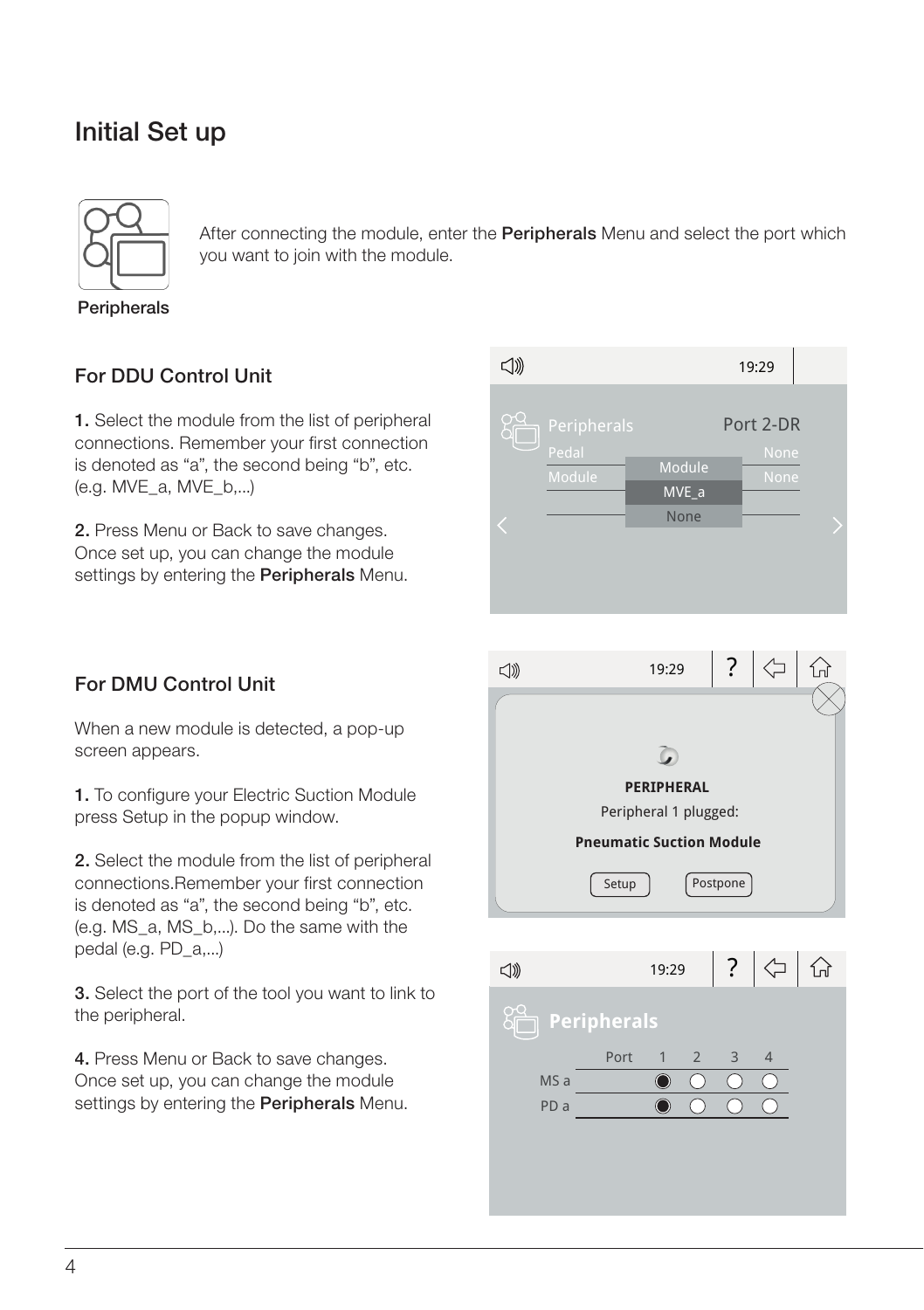# Initial Set up

Peripherals

After connecting the module, enter the **Peripherals** Menu and select the port which you want to join with the module.

## For DDU Control Unit

**1.** Select the module from the list of peripheral connections. Remember your first connection is denoted as "a", the second being "b", etc. (e.g. MVE_a, MVE_b,...)

**2.** Press Menu or Back to save changes. Once set up, you can change the module settings by entering the **Peripherals** Menu.

## For DMU Control Unit

When a new module is detected, a pop-up screen appears.

**1.** To configure your Electric Suction Module press Setup in the popup window.

**2.** Select the module from the list of peripheral connections.Remember your first connection is denoted as "a", the second being "b", etc. (e.g. MS_a, MS_b,...). Do the same with the pedal (e.g. PD_a,...)

**3.** Select the port of the tool you want to link to the peripheral.

**4.** Press Menu or Back to save changes. Once set up, you can change the module settings by entering the **Peripherals** Menu.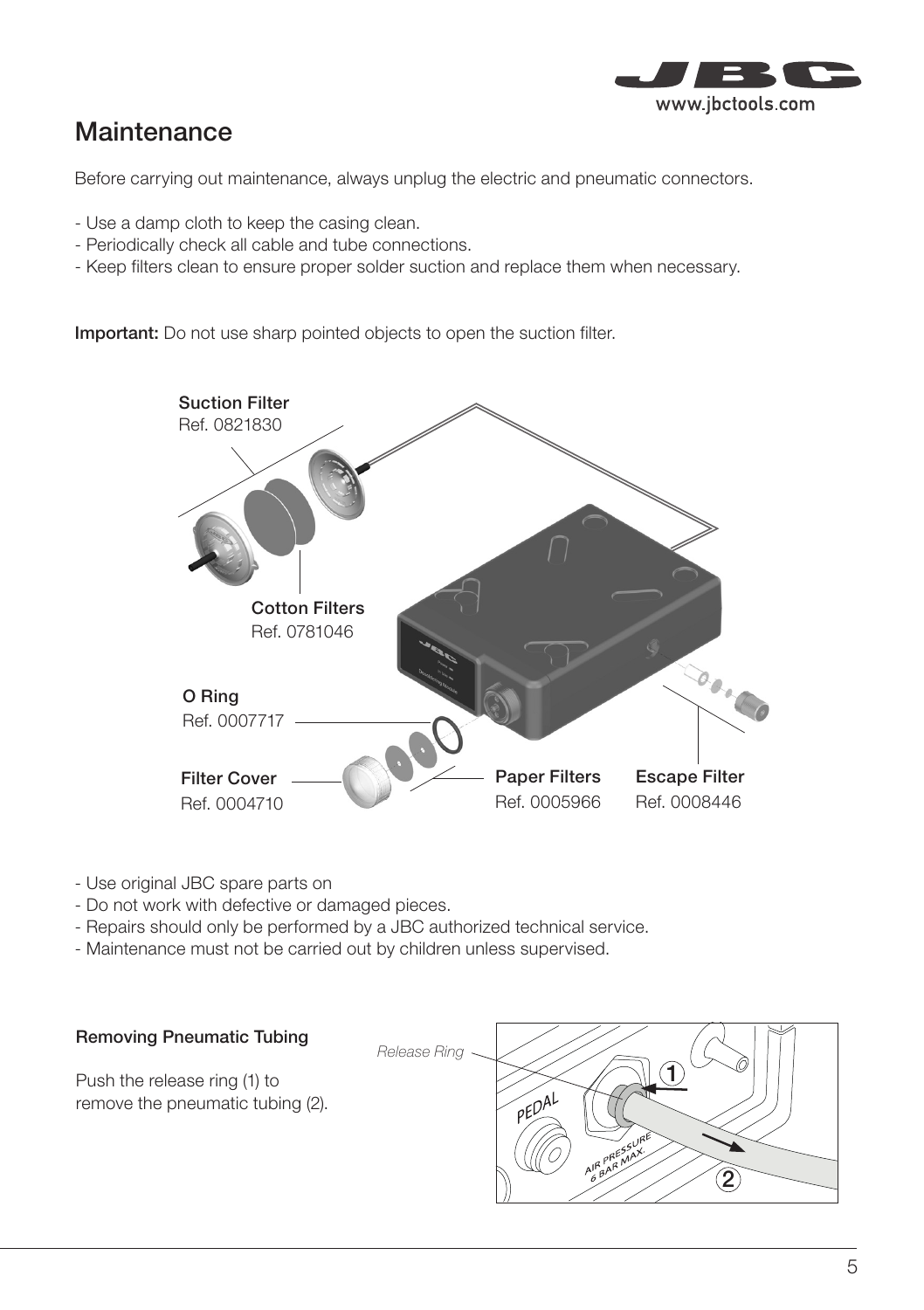## Maintenance

Before carrying out maintenance, always unplug the electric and pneumatic connectors.

- Use a damp cloth to keep the casing clean.
- Periodically check all cable and tube connections.
- Keep filters clean to ensure proper solder suction and replace them when necessary.

**Important:** Do not use sharp pointed objects to open the suction filter.

**Suction Filter**
Ref. 0821830

**Cotton Filters**
Ref. 0781046

**O Ring**
Ref. 0007717

**Filter Cover**
Ref. 0004710

**Paper Filters**
Ref. 0005966

**Escape Filter**
Ref. 0008446

- Use original JBC spare parts on
- Do not work with defective or damaged pieces.
- Repairs should only be performed by a JBC authorized technical service.
- Maintenance must not be carried out by children unless supervised.

### Removing Pneumatic Tubing

Push the release ring (1) to remove the pneumatic tubing (2).

*Release Ring*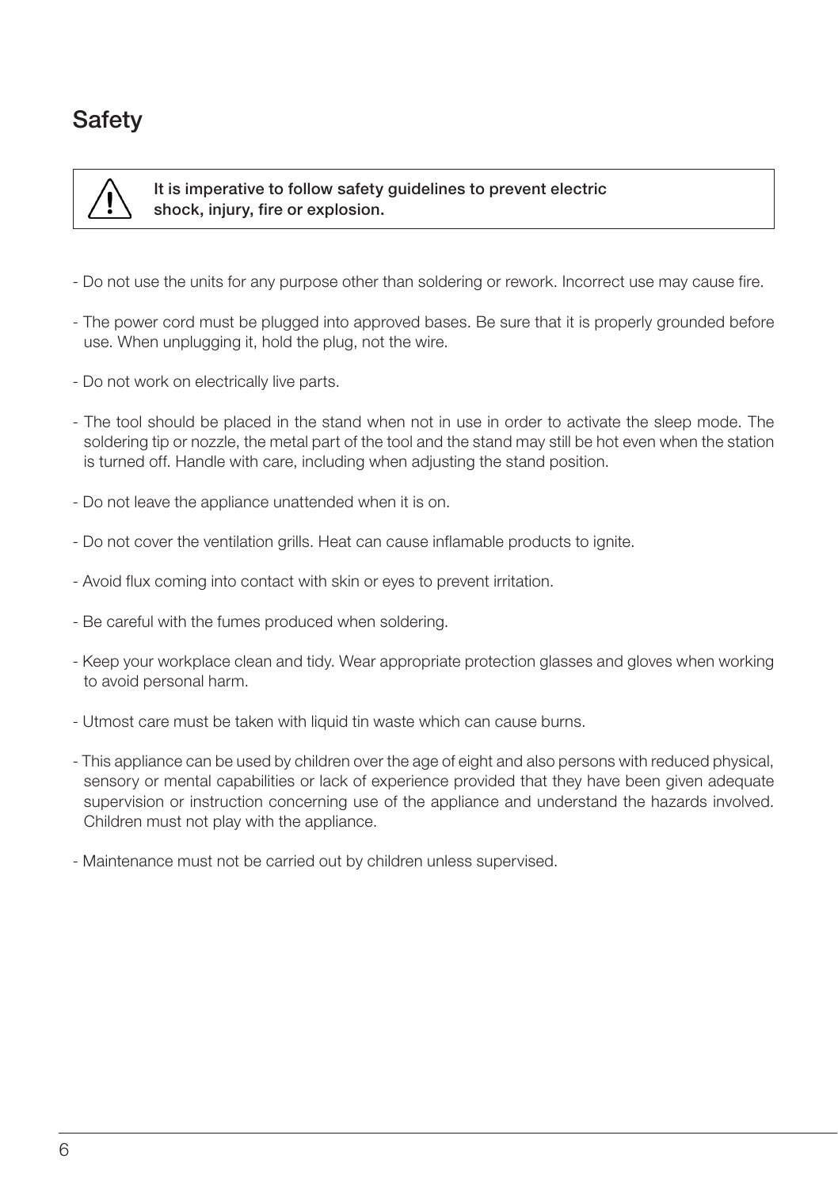## Safety

**It is imperative to follow safety guidelines to prevent electric shock, injury, fire or explosion.**

- Do not use the units for any purpose other than soldering or rework. Incorrect use may cause fire.
- The power cord must be plugged into approved bases. Be sure that it is properly grounded before use. When unplugging it, hold the plug, not the wire.
- Do not work on electrically live parts.
- The tool should be placed in the stand when not in use in order to activate the sleep mode. The soldering tip or nozzle, the metal part of the tool and the stand may still be hot even when the station is turned off. Handle with care, including when adjusting the stand position.
- Do not leave the appliance unattended when it is on.
- Do not cover the ventilation grills. Heat can cause inflamable products to ignite.
- Avoid flux coming into contact with skin or eyes to prevent irritation.
- Be careful with the fumes produced when soldering.
- Keep your workplace clean and tidy. Wear appropriate protection glasses and gloves when working to avoid personal harm.
- Utmost care must be taken with liquid tin waste which can cause burns.
- This appliance can be used by children over the age of eight and also persons with reduced physical, sensory or mental capabilities or lack of experience provided that they have been given adequate supervision or instruction concerning use of the appliance and understand the hazards involved. Children must not play with the appliance.
- Maintenance must not be carried out by children unless supervised.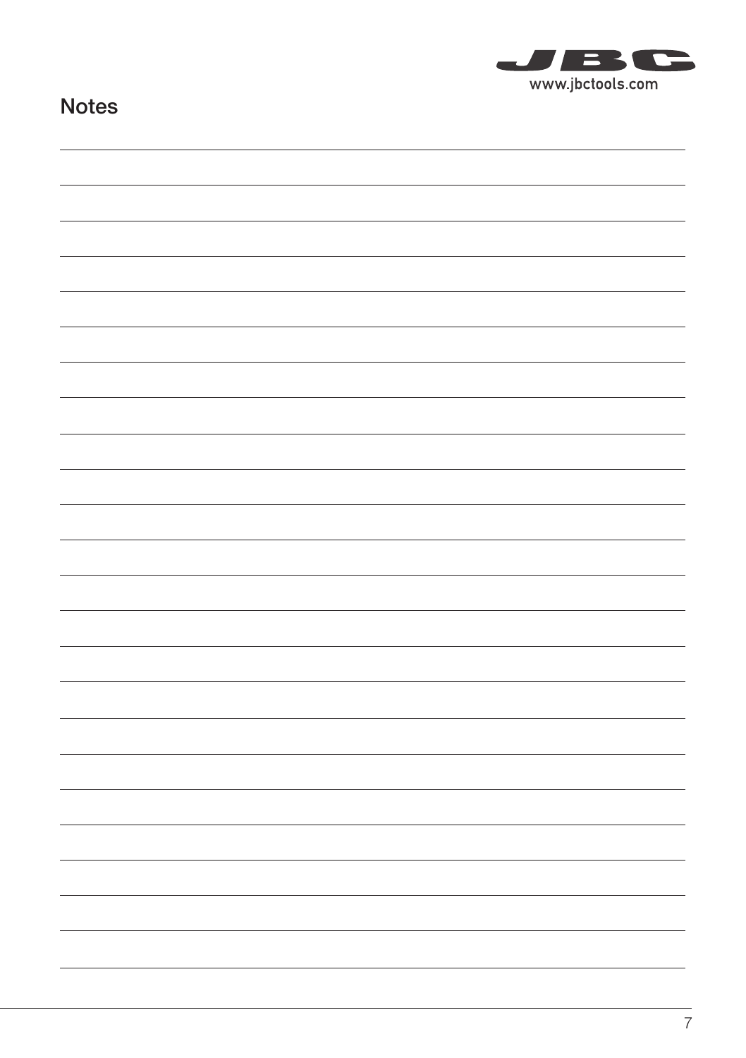## Notes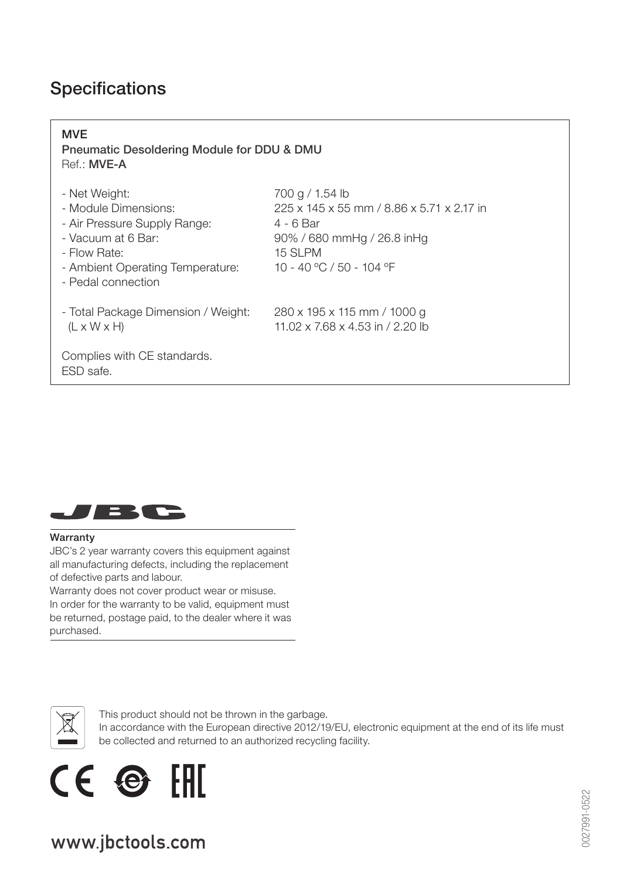# Specifications

**MVE**
**Pneumatic Desoldering Module for DDU & DMU**
Ref.: **MVE-A**

| | |
|---|---|
| - Net Weight: | 700 g / 1.54 lb |
| - Module Dimensions: | 225 x 145 x 55 mm / 8.86 x 5.71 x 2.17 in |
| - Air Pressure Supply Range: | 4 - 6 Bar |
| - Vacuum at 6 Bar: | 90% / 680 mmHg / 26.8 inHg |
| - Flow Rate: | 15 SLPM |
| - Ambient Operating Temperature: | 10 - 40 ºC / 50 - 104 ºF |
| - Pedal connection | |
| - Total Package Dimension / Weight: (L x W x H) | 280 x 195 x 115 mm / 1000 g<br>11.02 x 7.68 x 4.53 in / 2.20 lb |

Complies with CE standards.
ESD safe.

JBC

**Warranty**

JBC's 2 year warranty covers this equipment against all manufacturing defects, including the replacement of defective parts and labour.
Warranty does not cover product wear or misuse.
In order for the warranty to be valid, equipment must be returned, postage paid, to the dealer where it was purchased.

This product should not be thrown in the garbage.
In accordance with the European directive 2012/19/EU, electronic equipment at the end of its life must be collected and returned to an authorized recycling facility.

www.jbctools.com

0027991-0522